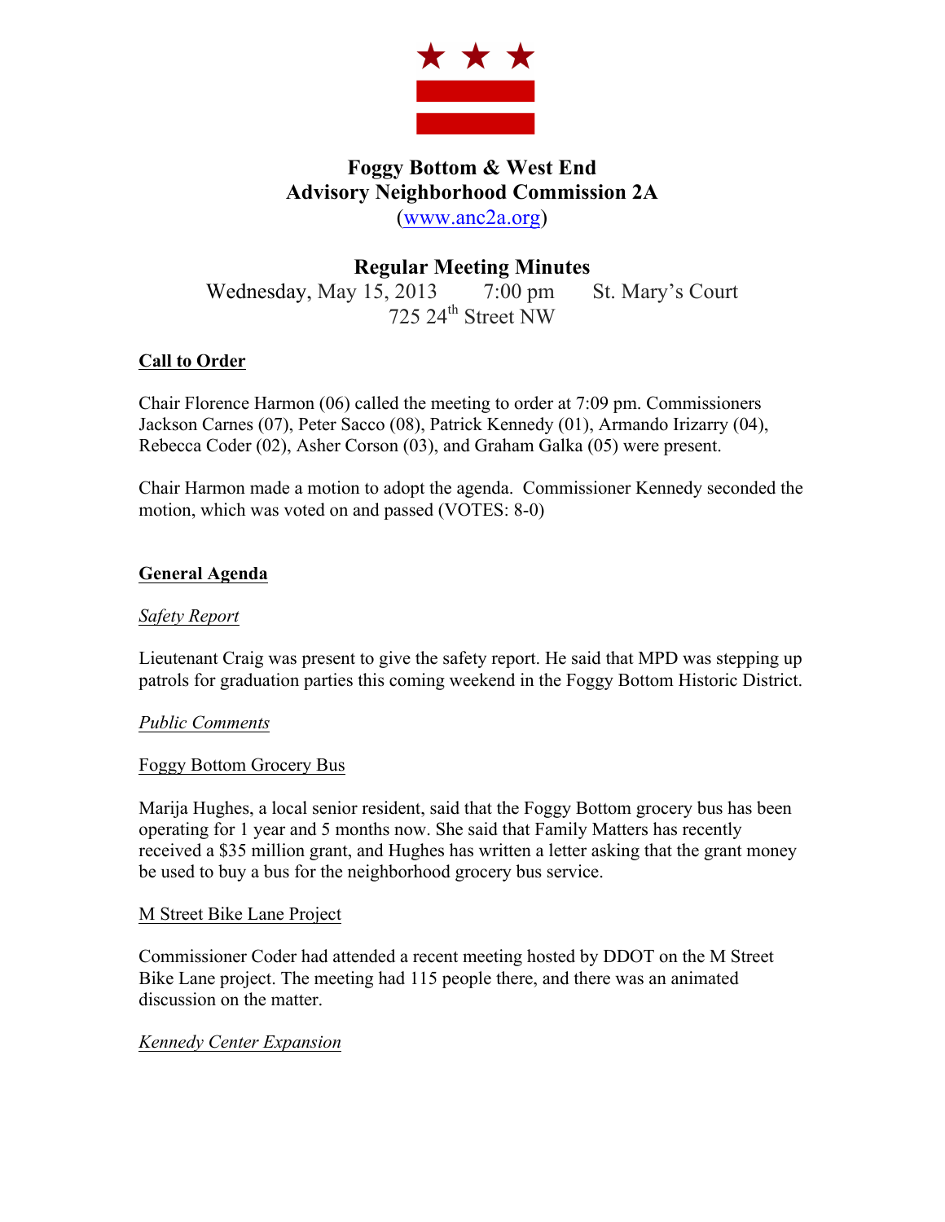# Foggy Bottom & West End
## Advisory Neighborhood Commission 2A

(www.anc2a.org)

## Regular Meeting Minutes

Wednesday, May 15, 2013    7:00 pm    St. Mary's Court
725 24th Street NW

### Call to Order

Chair Florence Harmon (06) called the meeting to order at 7:09 pm. Commissioners Jackson Carnes (07), Peter Sacco (08), Patrick Kennedy (01), Armando Irizarry (04), Rebecca Coder (02), Asher Corson (03), and Graham Galka (05) were present.

Chair Harmon made a motion to adopt the agenda. Commissioner Kennedy seconded the motion, which was voted on and passed (VOTES: 8-0)

### General Agenda

*Safety Report*

Lieutenant Craig was present to give the safety report. He said that MPD was stepping up patrols for graduation parties this coming weekend in the Foggy Bottom Historic District.

*Public Comments*

Foggy Bottom Grocery Bus

Marija Hughes, a local senior resident, said that the Foggy Bottom grocery bus has been operating for 1 year and 5 months now. She said that Family Matters has recently received a $35 million grant, and Hughes has written a letter asking that the grant money be used to buy a bus for the neighborhood grocery bus service.

M Street Bike Lane Project

Commissioner Coder had attended a recent meeting hosted by DDOT on the M Street Bike Lane project. The meeting had 115 people there, and there was an animated discussion on the matter.

*Kennedy Center Expansion*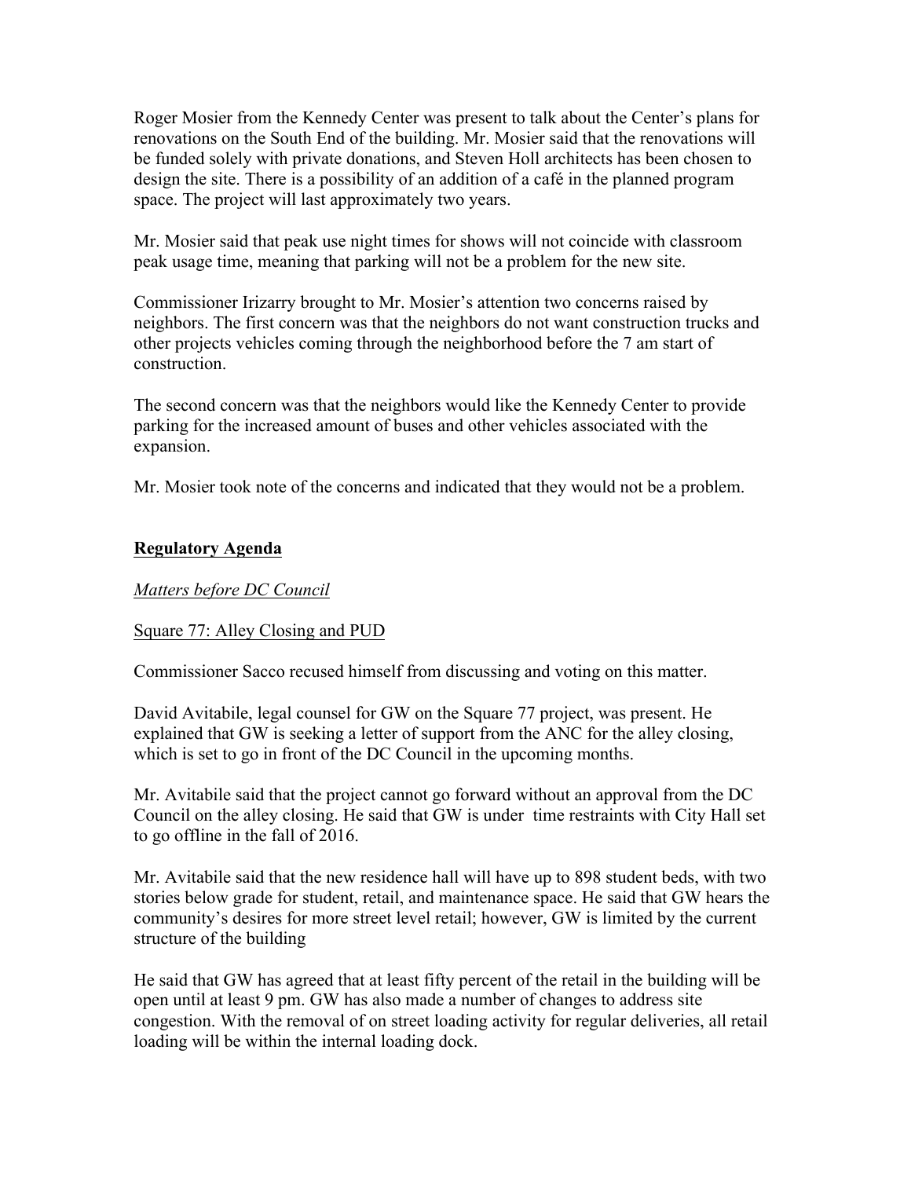Roger Mosier from the Kennedy Center was present to talk about the Center's plans for renovations on the South End of the building. Mr. Mosier said that the renovations will be funded solely with private donations, and Steven Holl architects has been chosen to design the site. There is a possibility of an addition of a café in the planned program space. The project will last approximately two years.

Mr. Mosier said that peak use night times for shows will not coincide with classroom peak usage time, meaning that parking will not be a problem for the new site.

Commissioner Irizarry brought to Mr. Mosier's attention two concerns raised by neighbors. The first concern was that the neighbors do not want construction trucks and other projects vehicles coming through the neighborhood before the 7 am start of construction.

The second concern was that the neighbors would like the Kennedy Center to provide parking for the increased amount of buses and other vehicles associated with the expansion.

Mr. Mosier took note of the concerns and indicated that they would not be a problem.

**Regulatory Agenda**

*Matters before DC Council*

Square 77: Alley Closing and PUD

Commissioner Sacco recused himself from discussing and voting on this matter.

David Avitabile, legal counsel for GW on the Square 77 project, was present. He explained that GW is seeking a letter of support from the ANC for the alley closing, which is set to go in front of the DC Council in the upcoming months.

Mr. Avitabile said that the project cannot go forward without an approval from the DC Council on the alley closing. He said that GW is under time restraints with City Hall set to go offline in the fall of 2016.

Mr. Avitabile said that the new residence hall will have up to 898 student beds, with two stories below grade for student, retail, and maintenance space. He said that GW hears the community's desires for more street level retail; however, GW is limited by the current structure of the building

He said that GW has agreed that at least fifty percent of the retail in the building will be open until at least 9 pm. GW has also made a number of changes to address site congestion. With the removal of on street loading activity for regular deliveries, all retail loading will be within the internal loading dock.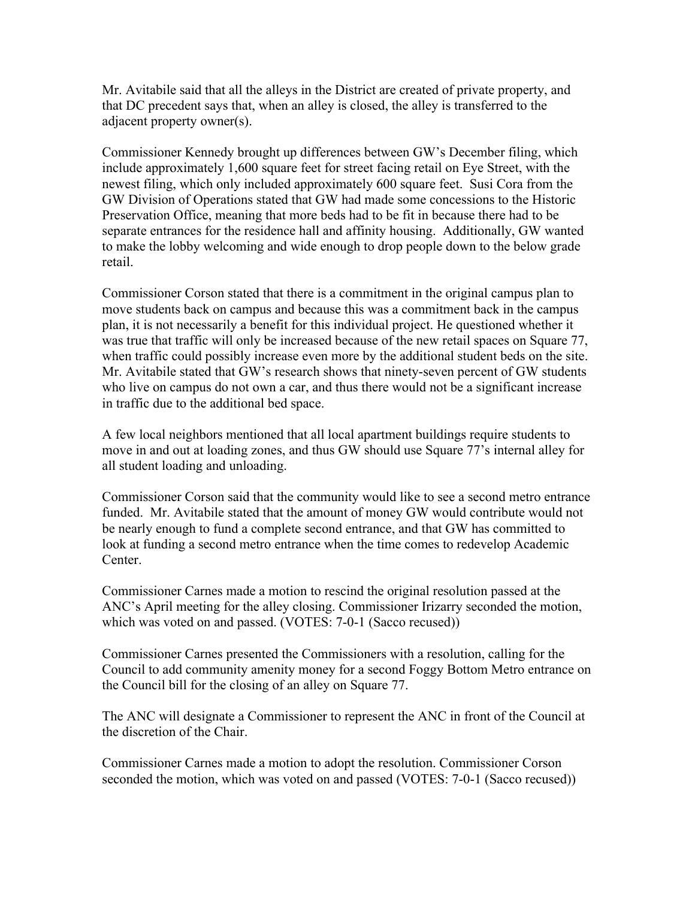Mr. Avitabile said that all the alleys in the District are created of private property, and that DC precedent says that, when an alley is closed, the alley is transferred to the adjacent property owner(s).

Commissioner Kennedy brought up differences between GW's December filing, which include approximately 1,600 square feet for street facing retail on Eye Street, with the newest filing, which only included approximately 600 square feet. Susi Cora from the GW Division of Operations stated that GW had made some concessions to the Historic Preservation Office, meaning that more beds had to be fit in because there had to be separate entrances for the residence hall and affinity housing. Additionally, GW wanted to make the lobby welcoming and wide enough to drop people down to the below grade retail.

Commissioner Corson stated that there is a commitment in the original campus plan to move students back on campus and because this was a commitment back in the campus plan, it is not necessarily a benefit for this individual project. He questioned whether it was true that traffic will only be increased because of the new retail spaces on Square 77, when traffic could possibly increase even more by the additional student beds on the site. Mr. Avitabile stated that GW's research shows that ninety-seven percent of GW students who live on campus do not own a car, and thus there would not be a significant increase in traffic due to the additional bed space.

A few local neighbors mentioned that all local apartment buildings require students to move in and out at loading zones, and thus GW should use Square 77's internal alley for all student loading and unloading.

Commissioner Corson said that the community would like to see a second metro entrance funded. Mr. Avitabile stated that the amount of money GW would contribute would not be nearly enough to fund a complete second entrance, and that GW has committed to look at funding a second metro entrance when the time comes to redevelop Academic Center.

Commissioner Carnes made a motion to rescind the original resolution passed at the ANC's April meeting for the alley closing. Commissioner Irizarry seconded the motion, which was voted on and passed. (VOTES: 7-0-1 (Sacco recused))

Commissioner Carnes presented the Commissioners with a resolution, calling for the Council to add community amenity money for a second Foggy Bottom Metro entrance on the Council bill for the closing of an alley on Square 77.

The ANC will designate a Commissioner to represent the ANC in front of the Council at the discretion of the Chair.

Commissioner Carnes made a motion to adopt the resolution. Commissioner Corson seconded the motion, which was voted on and passed (VOTES: 7-0-1 (Sacco recused))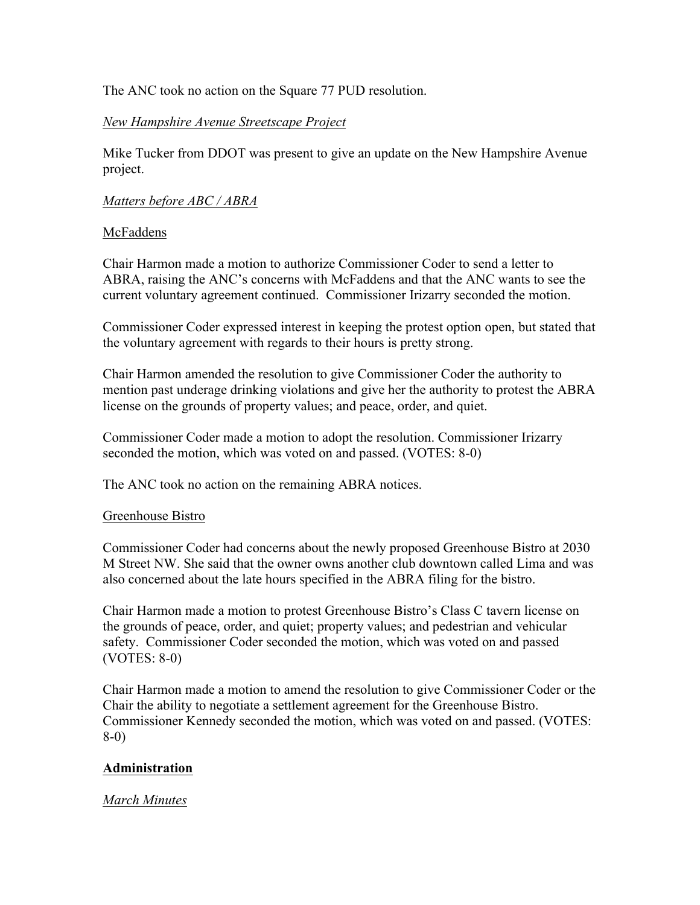The ANC took no action on the Square 77 PUD resolution.

*New Hampshire Avenue Streetscape Project*

Mike Tucker from DDOT was present to give an update on the New Hampshire Avenue project.

*Matters before ABC / ABRA*

McFaddens

Chair Harmon made a motion to authorize Commissioner Coder to send a letter to ABRA, raising the ANC's concerns with McFaddens and that the ANC wants to see the current voluntary agreement continued. Commissioner Irizarry seconded the motion.

Commissioner Coder expressed interest in keeping the protest option open, but stated that the voluntary agreement with regards to their hours is pretty strong.

Chair Harmon amended the resolution to give Commissioner Coder the authority to mention past underage drinking violations and give her the authority to protest the ABRA license on the grounds of property values; and peace, order, and quiet.

Commissioner Coder made a motion to adopt the resolution. Commissioner Irizarry seconded the motion, which was voted on and passed. (VOTES: 8-0)

The ANC took no action on the remaining ABRA notices.

Greenhouse Bistro

Commissioner Coder had concerns about the newly proposed Greenhouse Bistro at 2030 M Street NW. She said that the owner owns another club downtown called Lima and was also concerned about the late hours specified in the ABRA filing for the bistro.

Chair Harmon made a motion to protest Greenhouse Bistro's Class C tavern license on the grounds of peace, order, and quiet; property values; and pedestrian and vehicular safety. Commissioner Coder seconded the motion, which was voted on and passed (VOTES: 8-0)

Chair Harmon made a motion to amend the resolution to give Commissioner Coder or the Chair the ability to negotiate a settlement agreement for the Greenhouse Bistro. Commissioner Kennedy seconded the motion, which was voted on and passed. (VOTES: 8-0)

**Administration**

*March Minutes*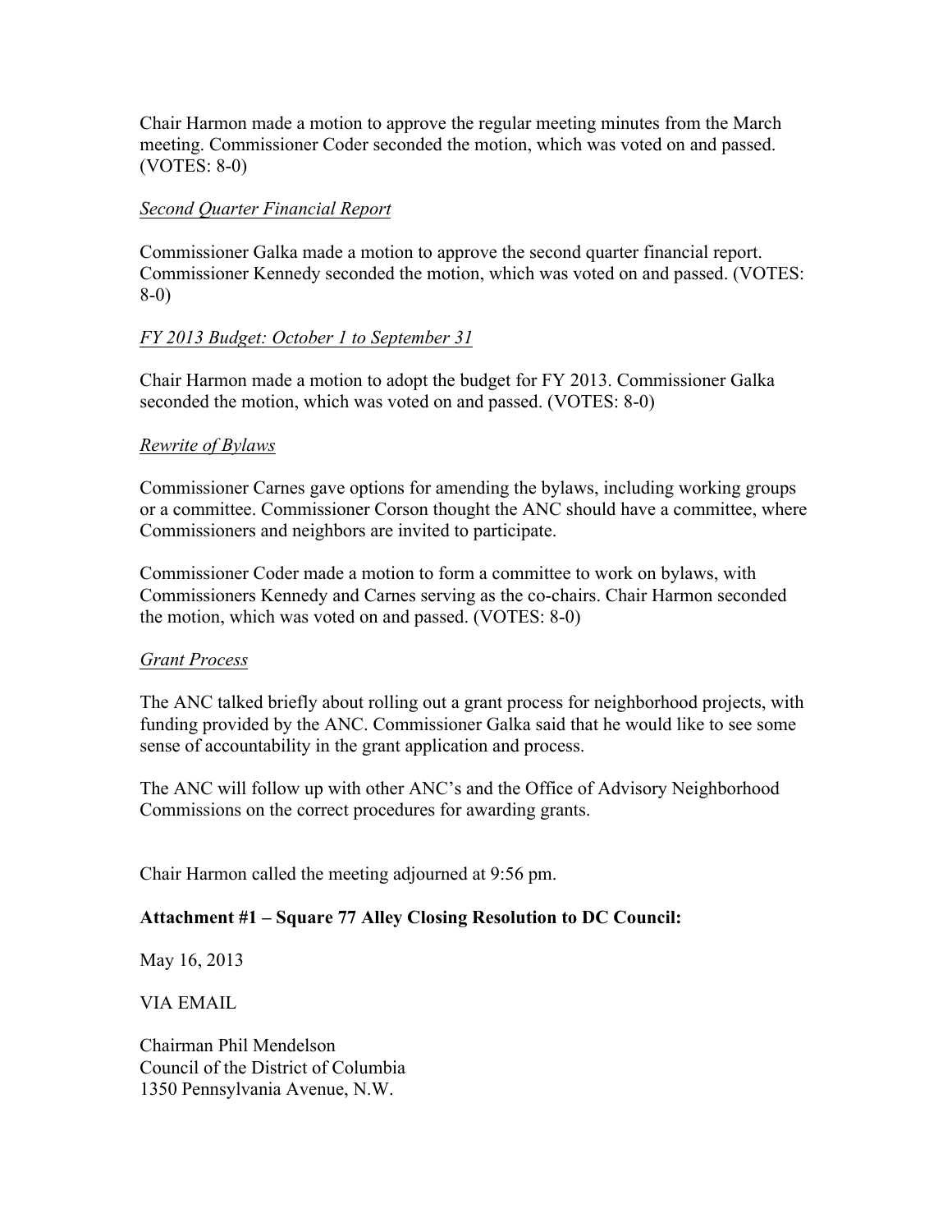Chair Harmon made a motion to approve the regular meeting minutes from the March meeting. Commissioner Coder seconded the motion, which was voted on and passed. (VOTES: 8-0)

*Second Quarter Financial Report*

Commissioner Galka made a motion to approve the second quarter financial report. Commissioner Kennedy seconded the motion, which was voted on and passed. (VOTES: 8-0)

*FY 2013 Budget: October 1 to September 31*

Chair Harmon made a motion to adopt the budget for FY 2013. Commissioner Galka seconded the motion, which was voted on and passed. (VOTES: 8-0)

*Rewrite of Bylaws*

Commissioner Carnes gave options for amending the bylaws, including working groups or a committee. Commissioner Corson thought the ANC should have a committee, where Commissioners and neighbors are invited to participate.

Commissioner Coder made a motion to form a committee to work on bylaws, with Commissioners Kennedy and Carnes serving as the co-chairs. Chair Harmon seconded the motion, which was voted on and passed. (VOTES: 8-0)

*Grant Process*

The ANC talked briefly about rolling out a grant process for neighborhood projects, with funding provided by the ANC. Commissioner Galka said that he would like to see some sense of accountability in the grant application and process.

The ANC will follow up with other ANC's and the Office of Advisory Neighborhood Commissions on the correct procedures for awarding grants.

Chair Harmon called the meeting adjourned at 9:56 pm.

**Attachment #1 – Square 77 Alley Closing Resolution to DC Council:**

May 16, 2013

VIA EMAIL

Chairman Phil Mendelson
Council of the District of Columbia
1350 Pennsylvania Avenue, N.W.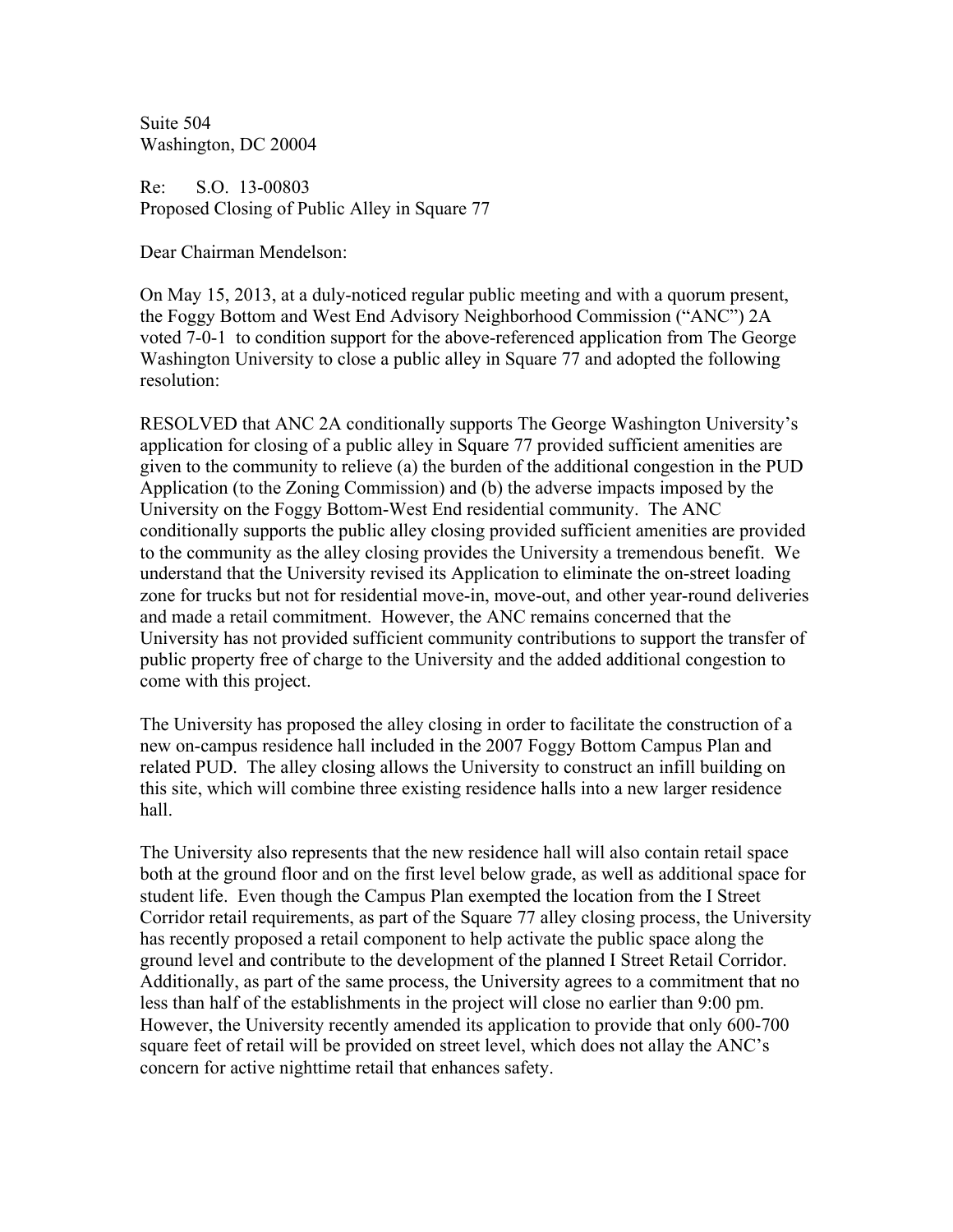Suite 504
Washington, DC 20004

Re: S.O. 13-00803
Proposed Closing of Public Alley in Square 77

Dear Chairman Mendelson:

On May 15, 2013, at a duly-noticed regular public meeting and with a quorum present, the Foggy Bottom and West End Advisory Neighborhood Commission ("ANC") 2A voted 7-0-1 to condition support for the above-referenced application from The George Washington University to close a public alley in Square 77 and adopted the following resolution:

RESOLVED that ANC 2A conditionally supports The George Washington University's application for closing of a public alley in Square 77 provided sufficient amenities are given to the community to relieve (a) the burden of the additional congestion in the PUD Application (to the Zoning Commission) and (b) the adverse impacts imposed by the University on the Foggy Bottom-West End residential community. The ANC conditionally supports the public alley closing provided sufficient amenities are provided to the community as the alley closing provides the University a tremendous benefit. We understand that the University revised its Application to eliminate the on-street loading zone for trucks but not for residential move-in, move-out, and other year-round deliveries and made a retail commitment. However, the ANC remains concerned that the University has not provided sufficient community contributions to support the transfer of public property free of charge to the University and the added additional congestion to come with this project.

The University has proposed the alley closing in order to facilitate the construction of a new on-campus residence hall included in the 2007 Foggy Bottom Campus Plan and related PUD. The alley closing allows the University to construct an infill building on this site, which will combine three existing residence halls into a new larger residence hall.

The University also represents that the new residence hall will also contain retail space both at the ground floor and on the first level below grade, as well as additional space for student life. Even though the Campus Plan exempted the location from the I Street Corridor retail requirements, as part of the Square 77 alley closing process, the University has recently proposed a retail component to help activate the public space along the ground level and contribute to the development of the planned I Street Retail Corridor. Additionally, as part of the same process, the University agrees to a commitment that no less than half of the establishments in the project will close no earlier than 9:00 pm. However, the University recently amended its application to provide that only 600-700 square feet of retail will be provided on street level, which does not allay the ANC's concern for active nighttime retail that enhances safety.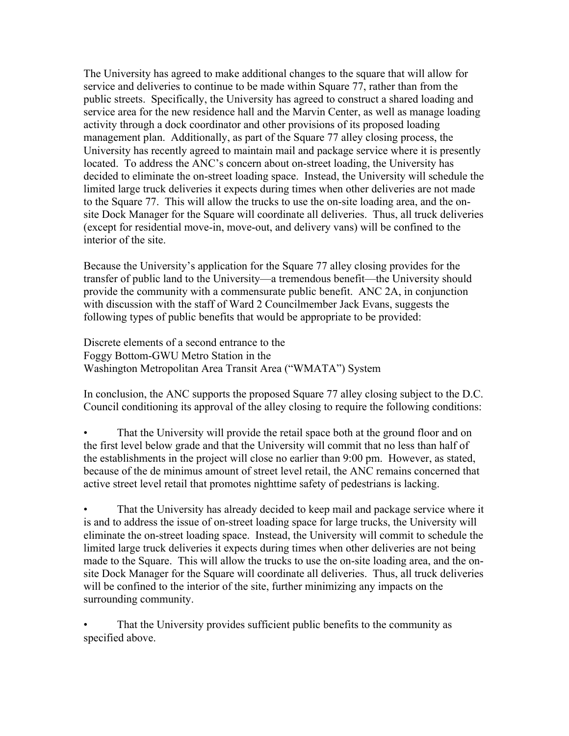The University has agreed to make additional changes to the square that will allow for service and deliveries to continue to be made within Square 77, rather than from the public streets. Specifically, the University has agreed to construct a shared loading and service area for the new residence hall and the Marvin Center, as well as manage loading activity through a dock coordinator and other provisions of its proposed loading management plan. Additionally, as part of the Square 77 alley closing process, the University has recently agreed to maintain mail and package service where it is presently located. To address the ANC's concern about on-street loading, the University has decided to eliminate the on-street loading space. Instead, the University will schedule the limited large truck deliveries it expects during times when other deliveries are not made to the Square 77. This will allow the trucks to use the on-site loading area, and the on-site Dock Manager for the Square will coordinate all deliveries. Thus, all truck deliveries (except for residential move-in, move-out, and delivery vans) will be confined to the interior of the site.

Because the University's application for the Square 77 alley closing provides for the transfer of public land to the University—a tremendous benefit—the University should provide the community with a commensurate public benefit. ANC 2A, in conjunction with discussion with the staff of Ward 2 Councilmember Jack Evans, suggests the following types of public benefits that would be appropriate to be provided:

Discrete elements of a second entrance to the
Foggy Bottom-GWU Metro Station in the
Washington Metropolitan Area Transit Area ("WMATA") System

In conclusion, the ANC supports the proposed Square 77 alley closing subject to the D.C. Council conditioning its approval of the alley closing to require the following conditions:

- That the University will provide the retail space both at the ground floor and on the first level below grade and that the University will commit that no less than half of the establishments in the project will close no earlier than 9:00 pm. However, as stated, because of the de minimus amount of street level retail, the ANC remains concerned that active street level retail that promotes nighttime safety of pedestrians is lacking.

- That the University has already decided to keep mail and package service where it is and to address the issue of on-street loading space for large trucks, the University will eliminate the on-street loading space. Instead, the University will commit to schedule the limited large truck deliveries it expects during times when other deliveries are not being made to the Square. This will allow the trucks to use the on-site loading area, and the on-site Dock Manager for the Square will coordinate all deliveries. Thus, all truck deliveries will be confined to the interior of the site, further minimizing any impacts on the surrounding community.

- That the University provides sufficient public benefits to the community as specified above.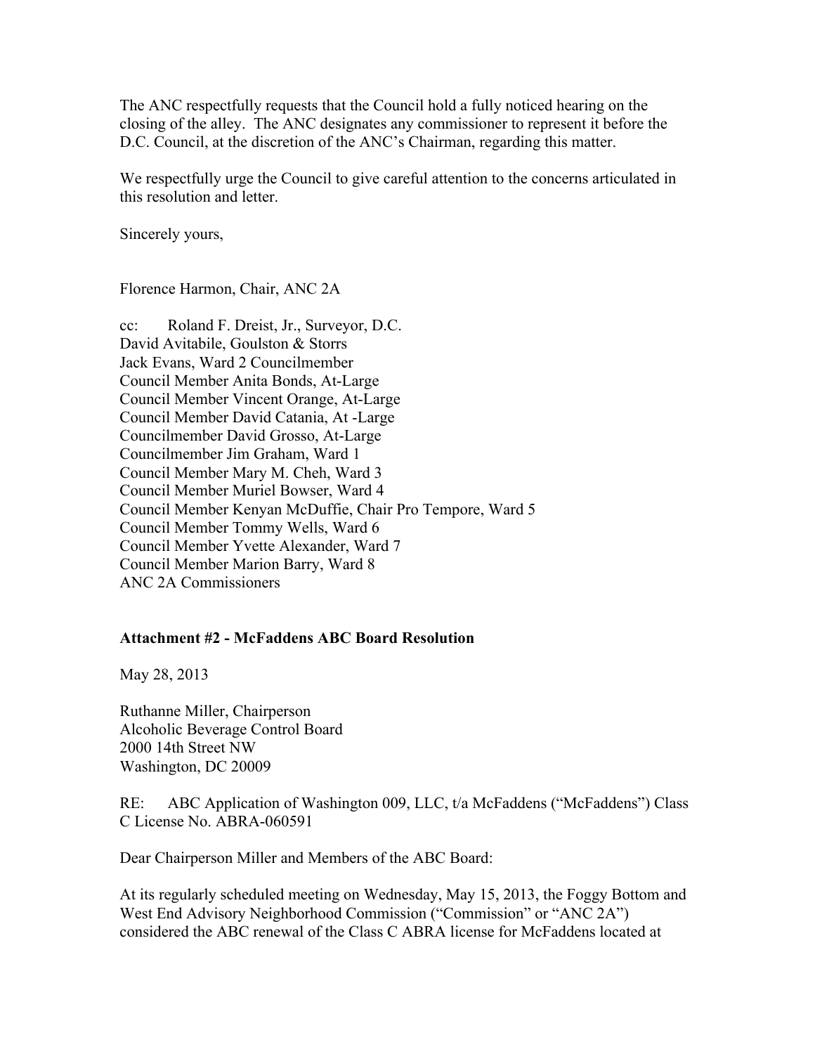The ANC respectfully requests that the Council hold a fully noticed hearing on the closing of the alley. The ANC designates any commissioner to represent it before the D.C. Council, at the discretion of the ANC's Chairman, regarding this matter.

We respectfully urge the Council to give careful attention to the concerns articulated in this resolution and letter.

Sincerely yours,

Florence Harmon, Chair, ANC 2A

cc: Roland F. Dreist, Jr., Surveyor, D.C.
David Avitabile, Goulston & Storrs
Jack Evans, Ward 2 Councilmember
Council Member Anita Bonds, At-Large
Council Member Vincent Orange, At-Large
Council Member David Catania, At -Large
Councilmember David Grosso, At-Large
Councilmember Jim Graham, Ward 1
Council Member Mary M. Cheh, Ward 3
Council Member Muriel Bowser, Ward 4
Council Member Kenyan McDuffie, Chair Pro Tempore, Ward 5
Council Member Tommy Wells, Ward 6
Council Member Yvette Alexander, Ward 7
Council Member Marion Barry, Ward 8
ANC 2A Commissioners

**Attachment #2 - McFaddens ABC Board Resolution**

May 28, 2013

Ruthanne Miller, Chairperson
Alcoholic Beverage Control Board
2000 14th Street NW
Washington, DC 20009

RE: ABC Application of Washington 009, LLC, t/a McFaddens ("McFaddens") Class C License No. ABRA-060591

Dear Chairperson Miller and Members of the ABC Board:

At its regularly scheduled meeting on Wednesday, May 15, 2013, the Foggy Bottom and West End Advisory Neighborhood Commission ("Commission" or "ANC 2A") considered the ABC renewal of the Class C ABRA license for McFaddens located at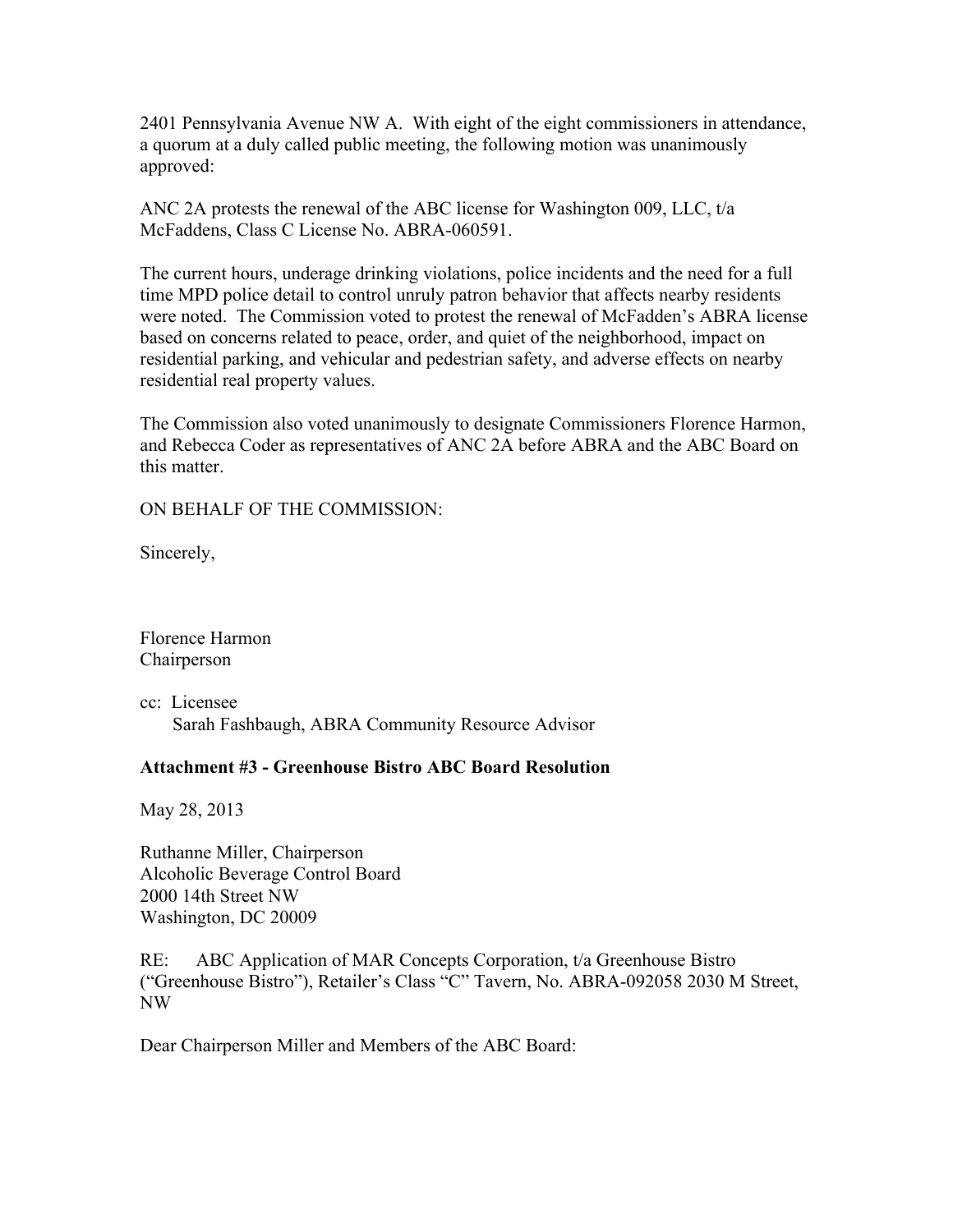2401 Pennsylvania Avenue NW A. With eight of the eight commissioners in attendance, a quorum at a duly called public meeting, the following motion was unanimously approved:

ANC 2A protests the renewal of the ABC license for Washington 009, LLC, t/a McFaddens, Class C License No. ABRA-060591.

The current hours, underage drinking violations, police incidents and the need for a full time MPD police detail to control unruly patron behavior that affects nearby residents were noted. The Commission voted to protest the renewal of McFadden's ABRA license based on concerns related to peace, order, and quiet of the neighborhood, impact on residential parking, and vehicular and pedestrian safety, and adverse effects on nearby residential real property values.

The Commission also voted unanimously to designate Commissioners Florence Harmon, and Rebecca Coder as representatives of ANC 2A before ABRA and the ABC Board on this matter.

ON BEHALF OF THE COMMISSION:

Sincerely,

Florence Harmon
Chairperson

cc: Licensee
Sarah Fashbaugh, ABRA Community Resource Advisor

**Attachment #3 - Greenhouse Bistro ABC Board Resolution**

May 28, 2013

Ruthanne Miller, Chairperson
Alcoholic Beverage Control Board
2000 14th Street NW
Washington, DC 20009

RE: ABC Application of MAR Concepts Corporation, t/a Greenhouse Bistro ("Greenhouse Bistro"), Retailer's Class "C" Tavern, No. ABRA-092058 2030 M Street, NW

Dear Chairperson Miller and Members of the ABC Board: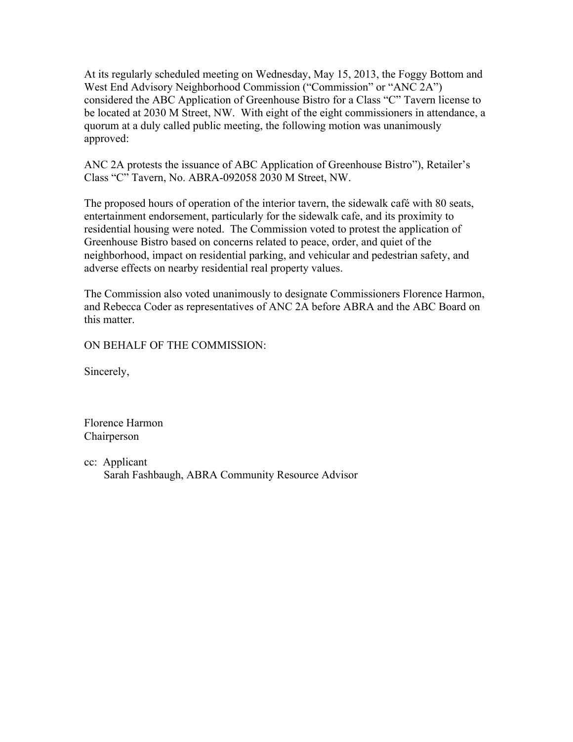At its regularly scheduled meeting on Wednesday, May 15, 2013, the Foggy Bottom and West End Advisory Neighborhood Commission ("Commission" or "ANC 2A") considered the ABC Application of Greenhouse Bistro for a Class "C" Tavern license to be located at 2030 M Street, NW. With eight of the eight commissioners in attendance, a quorum at a duly called public meeting, the following motion was unanimously approved:

ANC 2A protests the issuance of ABC Application of Greenhouse Bistro"), Retailer's Class "C" Tavern, No. ABRA-092058 2030 M Street, NW.

The proposed hours of operation of the interior tavern, the sidewalk café with 80 seats, entertainment endorsement, particularly for the sidewalk cafe, and its proximity to residential housing were noted. The Commission voted to protest the application of Greenhouse Bistro based on concerns related to peace, order, and quiet of the neighborhood, impact on residential parking, and vehicular and pedestrian safety, and adverse effects on nearby residential real property values.

The Commission also voted unanimously to designate Commissioners Florence Harmon, and Rebecca Coder as representatives of ANC 2A before ABRA and the ABC Board on this matter.

ON BEHALF OF THE COMMISSION:

Sincerely,

Florence Harmon
Chairperson

cc: Applicant
Sarah Fashbaugh, ABRA Community Resource Advisor